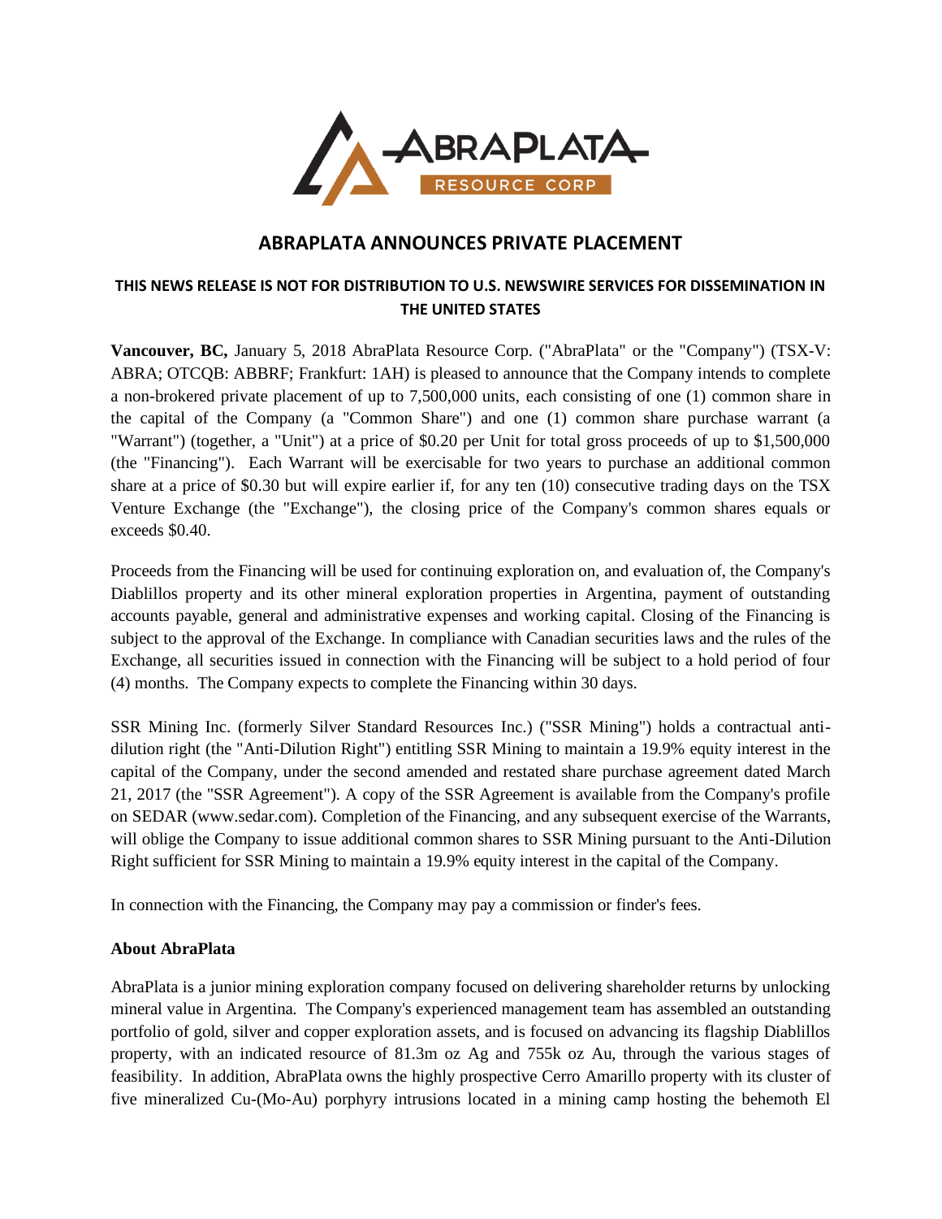# ABRAPLATA ANNOUNCES PRIVATE PLACEMENT

**THIS NEWS RELEASE IS NOT FOR DISTRIBUTION TO U.S. NEWSWIRE SERVICES FOR DISSEMINATION IN THE UNITED STATES**

**Vancouver, BC,** January 5, 2018 AbraPlata Resource Corp. ("AbraPlata" or the "Company") (TSX-V: ABRA; OTCQB: ABBRF; Frankfurt: 1AH) is pleased to announce that the Company intends to complete a non-brokered private placement of up to 7,500,000 units, each consisting of one (1) common share in the capital of the Company (a "Common Share") and one (1) common share purchase warrant (a "Warrant") (together, a "Unit") at a price of $0.20 per Unit for total gross proceeds of up to $1,500,000 (the "Financing"). Each Warrant will be exercisable for two years to purchase an additional common share at a price of $0.30 but will expire earlier if, for any ten (10) consecutive trading days on the TSX Venture Exchange (the "Exchange"), the closing price of the Company's common shares equals or exceeds $0.40.

Proceeds from the Financing will be used for continuing exploration on, and evaluation of, the Company's Diablillos property and its other mineral exploration properties in Argentina, payment of outstanding accounts payable, general and administrative expenses and working capital. Closing of the Financing is subject to the approval of the Exchange. In compliance with Canadian securities laws and the rules of the Exchange, all securities issued in connection with the Financing will be subject to a hold period of four (4) months. The Company expects to complete the Financing within 30 days.

SSR Mining Inc. (formerly Silver Standard Resources Inc.) ("SSR Mining") holds a contractual anti-dilution right (the "Anti-Dilution Right") entitling SSR Mining to maintain a 19.9% equity interest in the capital of the Company, under the second amended and restated share purchase agreement dated March 21, 2017 (the "SSR Agreement"). A copy of the SSR Agreement is available from the Company's profile on SEDAR (www.sedar.com). Completion of the Financing, and any subsequent exercise of the Warrants, will oblige the Company to issue additional common shares to SSR Mining pursuant to the Anti-Dilution Right sufficient for SSR Mining to maintain a 19.9% equity interest in the capital of the Company.

In connection with the Financing, the Company may pay a commission or finder's fees.

**About AbraPlata**

AbraPlata is a junior mining exploration company focused on delivering shareholder returns by unlocking mineral value in Argentina. The Company's experienced management team has assembled an outstanding portfolio of gold, silver and copper exploration assets, and is focused on advancing its flagship Diablillos property, with an indicated resource of 81.3m oz Ag and 755k oz Au, through the various stages of feasibility. In addition, AbraPlata owns the highly prospective Cerro Amarillo property with its cluster of five mineralized Cu-(Mo-Au) porphyry intrusions located in a mining camp hosting the behemoth El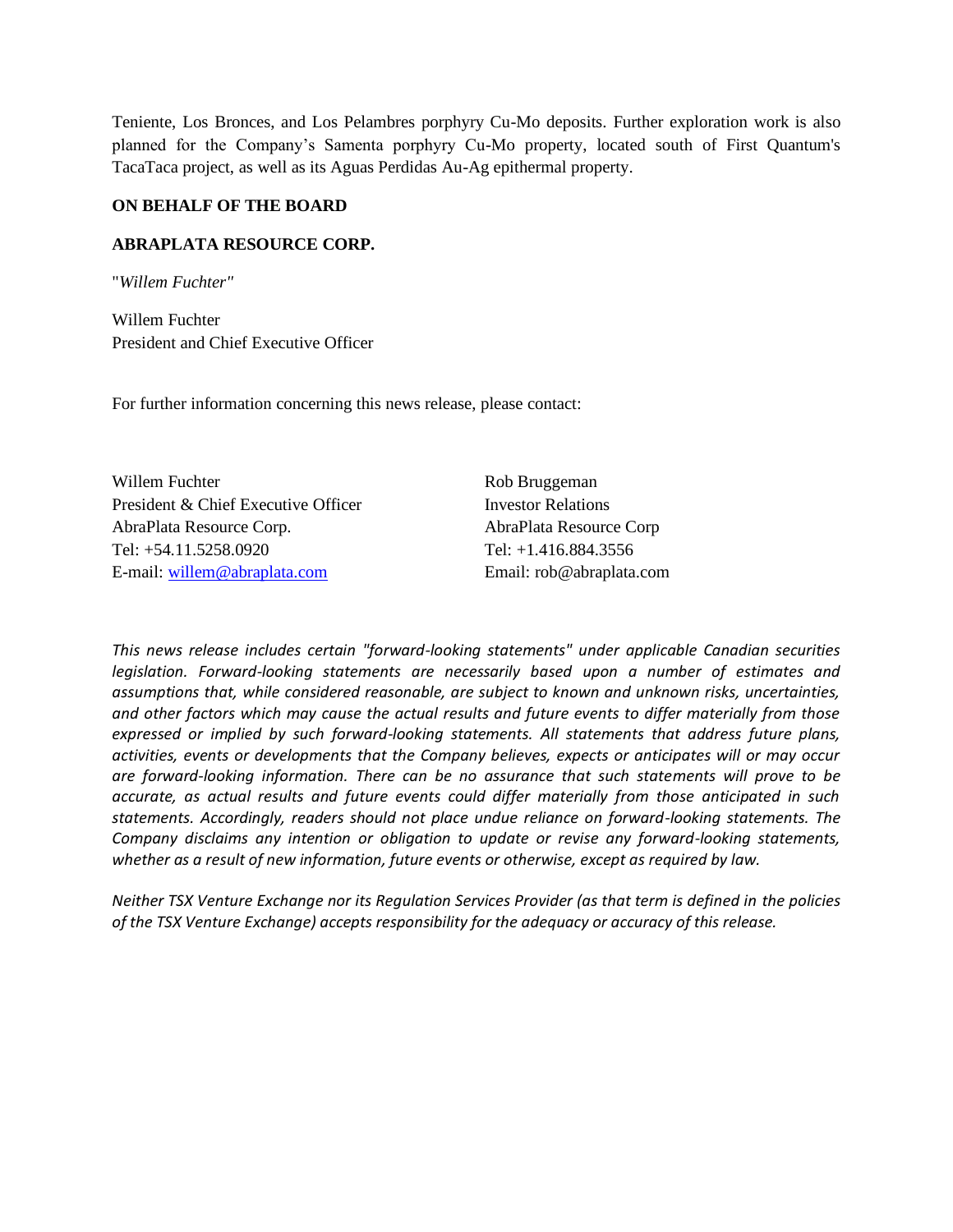Teniente, Los Bronces, and Los Pelambres porphyry Cu-Mo deposits. Further exploration work is also planned for the Company's Samenta porphyry Cu-Mo property, located south of First Quantum's TacaTaca project, as well as its Aguas Perdidas Au-Ag epithermal property.

**ON BEHALF OF THE BOARD**

**ABRAPLATA RESOURCE CORP.**

"*Willem Fuchter"*

Willem Fuchter
President and Chief Executive Officer

For further information concerning this news release, please contact:

Willem Fuchter
President & Chief Executive Officer
AbraPlata Resource Corp.
Tel: +54.11.5258.0920
E-mail: willem@abraplata.com

Rob Bruggeman
Investor Relations
AbraPlata Resource Corp
Tel: +1.416.884.3556
Email: rob@abraplata.com

*This news release includes certain "forward-looking statements" under applicable Canadian securities legislation. Forward-looking statements are necessarily based upon a number of estimates and assumptions that, while considered reasonable, are subject to known and unknown risks, uncertainties, and other factors which may cause the actual results and future events to differ materially from those expressed or implied by such forward-looking statements. All statements that address future plans, activities, events or developments that the Company believes, expects or anticipates will or may occur are forward-looking information. There can be no assurance that such statements will prove to be accurate, as actual results and future events could differ materially from those anticipated in such statements. Accordingly, readers should not place undue reliance on forward-looking statements. The Company disclaims any intention or obligation to update or revise any forward-looking statements, whether as a result of new information, future events or otherwise, except as required by law.*

*Neither TSX Venture Exchange nor its Regulation Services Provider (as that term is defined in the policies of the TSX Venture Exchange) accepts responsibility for the adequacy or accuracy of this release.*